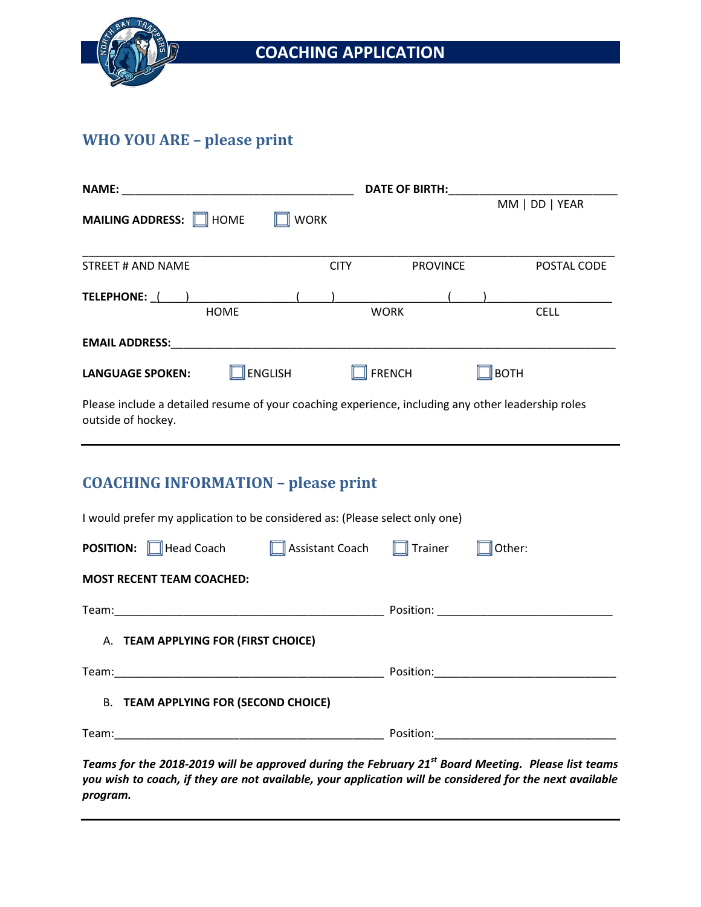# COACHING APPLICATION

## WHO YOU ARE – please print

**NAME:** ______________________________________ **DATE OF BIRTH:**___________________________
MM | DD | YEAR

**MAILING ADDRESS:** ☐ HOME ☐ WORK

_____________________________________________________________________________________
STREET # AND NAME CITY PROVINCE POSTAL CODE

**TELEPHONE:** (____)________________ (_____)________________ (_____)____________________
HOME WORK CELL

**EMAIL ADDRESS:**___________________________________________________________________________

**LANGUAGE SPOKEN:** ☐ ENGLISH ☐ FRENCH ☐ BOTH

Please include a detailed resume of your coaching experience, including any other leadership roles outside of hockey.

---

## COACHING INFORMATION – please print

I would prefer my application to be considered as: (Please select only one)

**POSITION:** ☐ Head Coach ☐ Assistant Coach ☐ Trainer ☐ Other:

**MOST RECENT TEAM COACHED:**

Team:____________________________________________ Position: ___________________________

A. **TEAM APPLYING FOR (FIRST CHOICE)**

Team:____________________________________________ Position:____________________________

B. **TEAM APPLYING FOR (SECOND CHOICE)**

Team:____________________________________________ Position:____________________________

***Teams for the 2018-2019 will be approved during the February 21st Board Meeting. Please list teams you wish to coach, if they are not available, your application will be considered for the next available program.***

---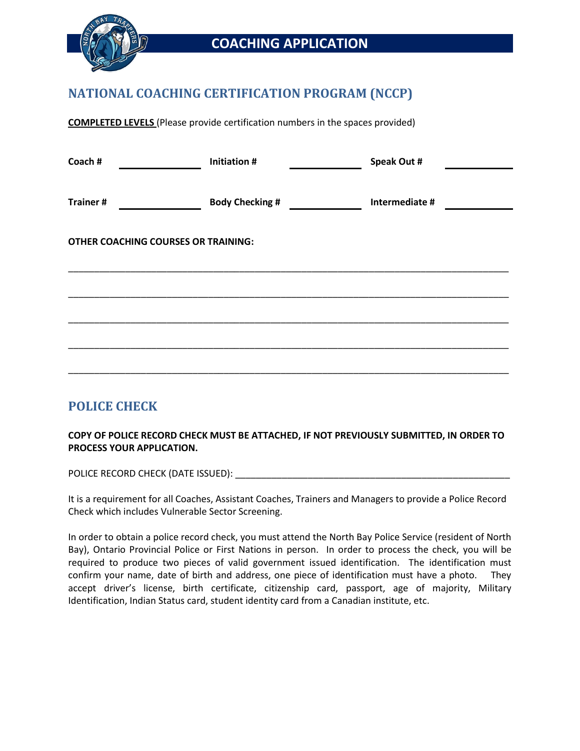# COACHING APPLICATION

## NATIONAL COACHING CERTIFICATION PROGRAM (NCCP)

**COMPLETED LEVELS** (Please provide certification numbers in the spaces provided)

**Coach #** ______________ **Initiation #** ______________ **Speak Out #** ______________

**Trainer #** ______________ **Body Checking #** ______________ **Intermediate #** ______________

**OTHER COACHING COURSES OR TRAINING:**

_______________________________________________________________________________

_______________________________________________________________________________

_______________________________________________________________________________

_______________________________________________________________________________

_______________________________________________________________________________

## POLICE CHECK

**COPY OF POLICE RECORD CHECK MUST BE ATTACHED, IF NOT PREVIOUSLY SUBMITTED, IN ORDER TO PROCESS YOUR APPLICATION.**

POLICE RECORD CHECK (DATE ISSUED): ______________________________________________________

It is a requirement for all Coaches, Assistant Coaches, Trainers and Managers to provide a Police Record Check which includes Vulnerable Sector Screening.

In order to obtain a police record check, you must attend the North Bay Police Service (resident of North Bay), Ontario Provincial Police or First Nations in person. In order to process the check, you will be required to produce two pieces of valid government issued identification. The identification must confirm your name, date of birth and address, one piece of identification must have a photo. They accept driver's license, birth certificate, citizenship card, passport, age of majority, Military Identification, Indian Status card, student identity card from a Canadian institute, etc.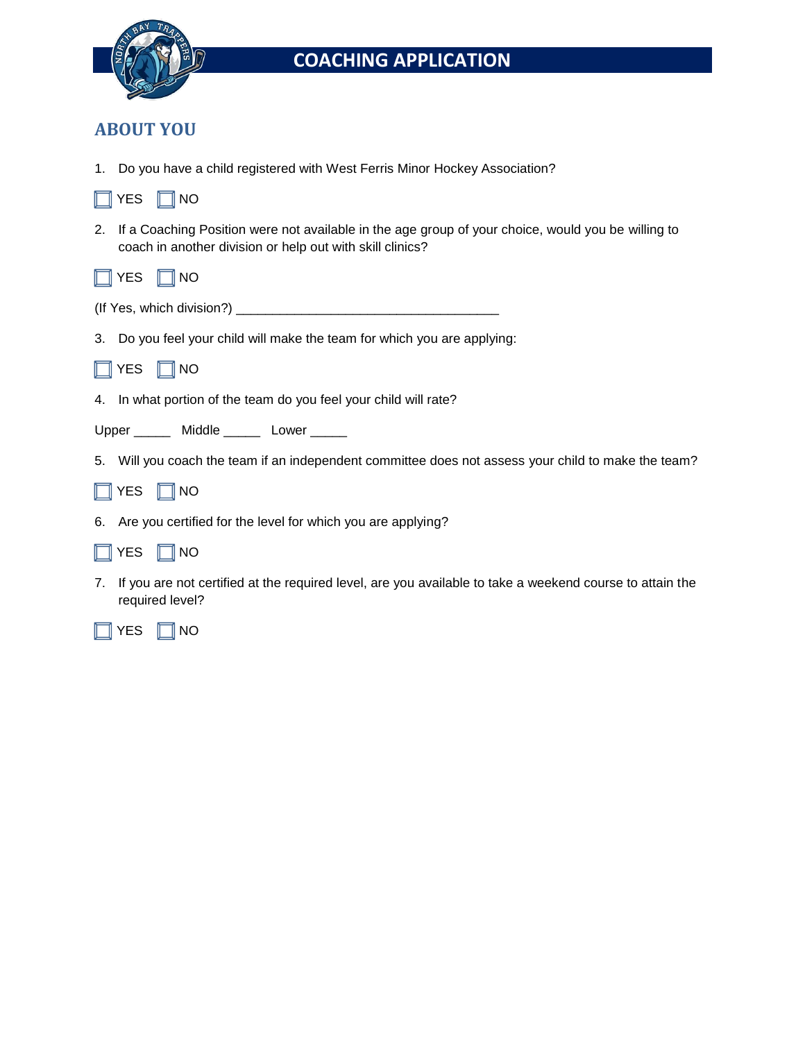# COACHING APPLICATION

## ABOUT YOU

1. Do you have a child registered with West Ferris Minor Hockey Association?

☐ YES ☐ NO

2. If a Coaching Position were not available in the age group of your choice, would you be willing to coach in another division or help out with skill clinics?

☐ YES ☐ NO

(If Yes, which division?) ___________________________________

3. Do you feel your child will make the team for which you are applying:

☐ YES ☐ NO

4. In what portion of the team do you feel your child will rate?

Upper _____ Middle _____ Lower _____

5. Will you coach the team if an independent committee does not assess your child to make the team?

☐ YES ☐ NO

6. Are you certified for the level for which you are applying?

☐ YES ☐ NO

7. If you are not certified at the required level, are you available to take a weekend course to attain the required level?

☐ YES ☐ NO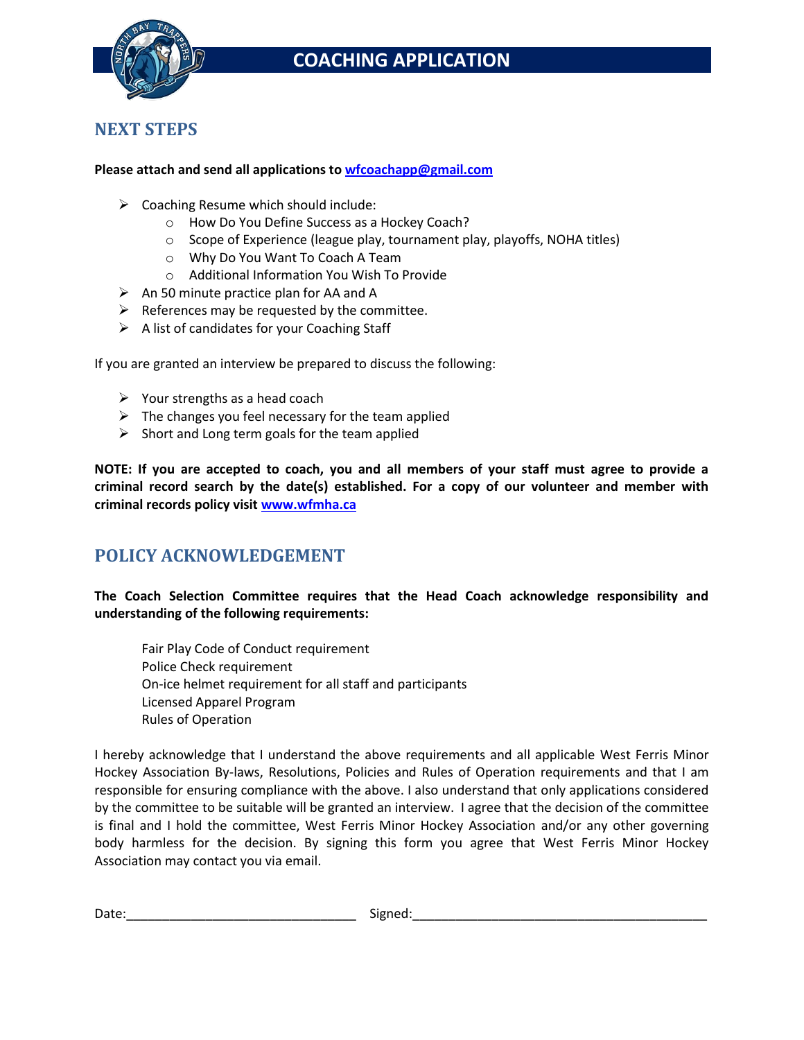# COACHING APPLICATION

## NEXT STEPS

**Please attach and send all applications to wfcoachapp@gmail.com**

- Coaching Resume which should include:
  - How Do You Define Success as a Hockey Coach?
  - Scope of Experience (league play, tournament play, playoffs, NOHA titles)
  - Why Do You Want To Coach A Team
  - Additional Information You Wish To Provide
- An 50 minute practice plan for AA and A
- References may be requested by the committee.
- A list of candidates for your Coaching Staff

If you are granted an interview be prepared to discuss the following:

- Your strengths as a head coach
- The changes you feel necessary for the team applied
- Short and Long term goals for the team applied

**NOTE: If you are accepted to coach, you and all members of your staff must agree to provide a criminal record search by the date(s) established. For a copy of our volunteer and member with criminal records policy visit www.wfmha.ca**

## POLICY ACKNOWLEDGEMENT

**The Coach Selection Committee requires that the Head Coach acknowledge responsibility and understanding of the following requirements:**

Fair Play Code of Conduct requirement
Police Check requirement
On-ice helmet requirement for all staff and participants
Licensed Apparel Program
Rules of Operation

I hereby acknowledge that I understand the above requirements and all applicable West Ferris Minor Hockey Association By-laws, Resolutions, Policies and Rules of Operation requirements and that I am responsible for ensuring compliance with the above. I also understand that only applications considered by the committee to be suitable will be granted an interview. I agree that the decision of the committee is final and I hold the committee, West Ferris Minor Hockey Association and/or any other governing body harmless for the decision. By signing this form you agree that West Ferris Minor Hockey Association may contact you via email.

Date:_______________________________ Signed:_______________________________________